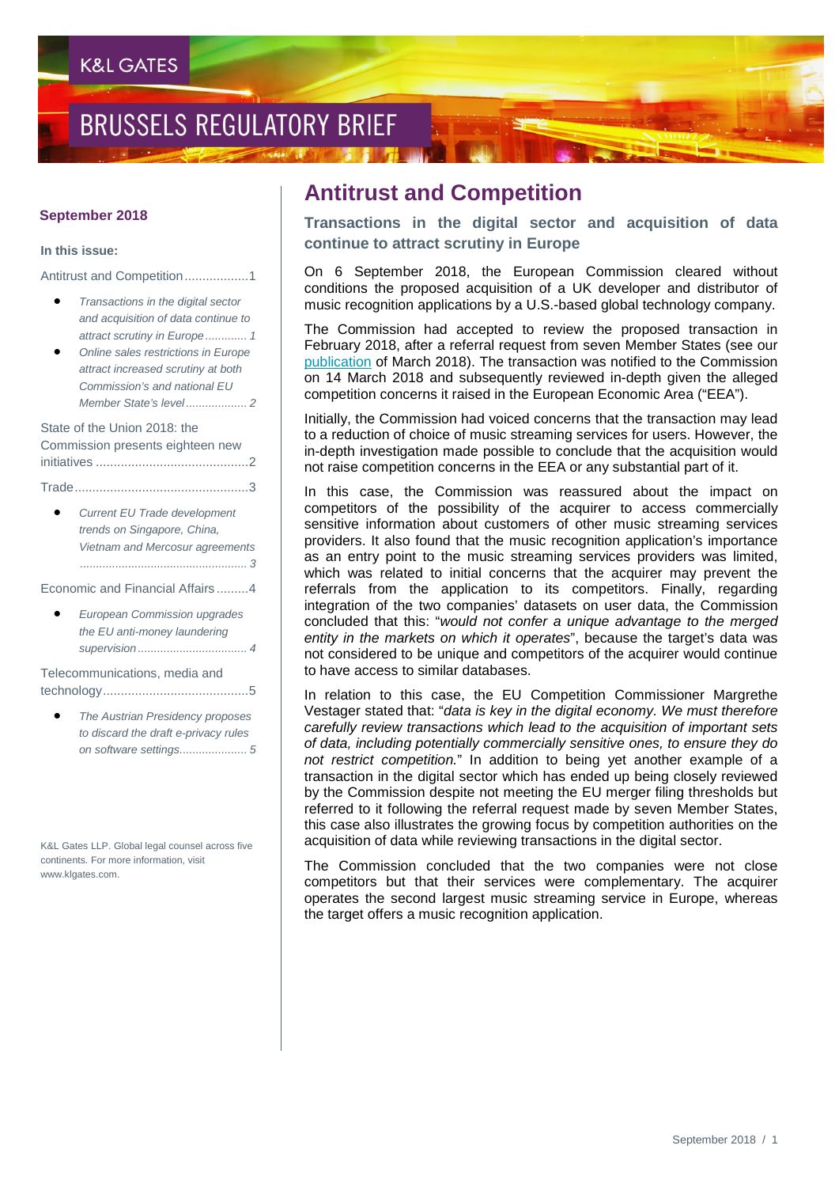K&L GATES

# BRUSSELS REGULATORY BRIEF

**September 2018**

**In this issue:**

Antitrust and Competition..................1

- *Transactions in the digital sector and acquisition of data continue to attract scrutiny in Europe............. 1*
- *Online sales restrictions in Europe attract increased scrutiny at both Commission's and national EU Member State's level................... 2*

State of the Union 2018: the Commission presents eighteen new initiatives ...........................................2

Trade.................................................3

- *Current EU Trade development trends on Singapore, China, Vietnam and Mercosur agreements .................................................... 3*

Economic and Financial Affairs .........4

- *European Commission upgrades the EU anti-money laundering supervision .................................. 4*

Telecommunications, media and technology.........................................5

- *The Austrian Presidency proposes to discard the draft e-privacy rules on software settings..................... 5*

K&L Gates LLP. Global legal counsel across five continents. For more information, visit www.klgates.com.

## Antitrust and Competition

### Transactions in the digital sector and acquisition of data continue to attract scrutiny in Europe

On 6 September 2018, the European Commission cleared without conditions the proposed acquisition of a UK developer and distributor of music recognition applications by a U.S.-based global technology company.

The Commission had accepted to review the proposed transaction in February 2018, after a referral request from seven Member States (see our publication of March 2018). The transaction was notified to the Commission on 14 March 2018 and subsequently reviewed in-depth given the alleged competition concerns it raised in the European Economic Area ("EEA").

Initially, the Commission had voiced concerns that the transaction may lead to a reduction of choice of music streaming services for users. However, the in-depth investigation made possible to conclude that the acquisition would not raise competition concerns in the EEA or any substantial part of it.

In this case, the Commission was reassured about the impact on competitors of the possibility of the acquirer to access commercially sensitive information about customers of other music streaming services providers. It also found that the music recognition application's importance as an entry point to the music streaming services providers was limited, which was related to initial concerns that the acquirer may prevent the referrals from the application to its competitors. Finally, regarding integration of the two companies' datasets on user data, the Commission concluded that this: "*would not confer a unique advantage to the merged entity in the markets on which it operates*", because the target's data was not considered to be unique and competitors of the acquirer would continue to have access to similar databases.

In relation to this case, the EU Competition Commissioner Margrethe Vestager stated that: "*data is key in the digital economy. We must therefore carefully review transactions which lead to the acquisition of important sets of data, including potentially commercially sensitive ones, to ensure they do not restrict competition.*" In addition to being yet another example of a transaction in the digital sector which has ended up being closely reviewed by the Commission despite not meeting the EU merger filing thresholds but referred to it following the referral request made by seven Member States, this case also illustrates the growing focus by competition authorities on the acquisition of data while reviewing transactions in the digital sector.

The Commission concluded that the two companies were not close competitors but that their services were complementary. The acquirer operates the second largest music streaming service in Europe, whereas the target offers a music recognition application.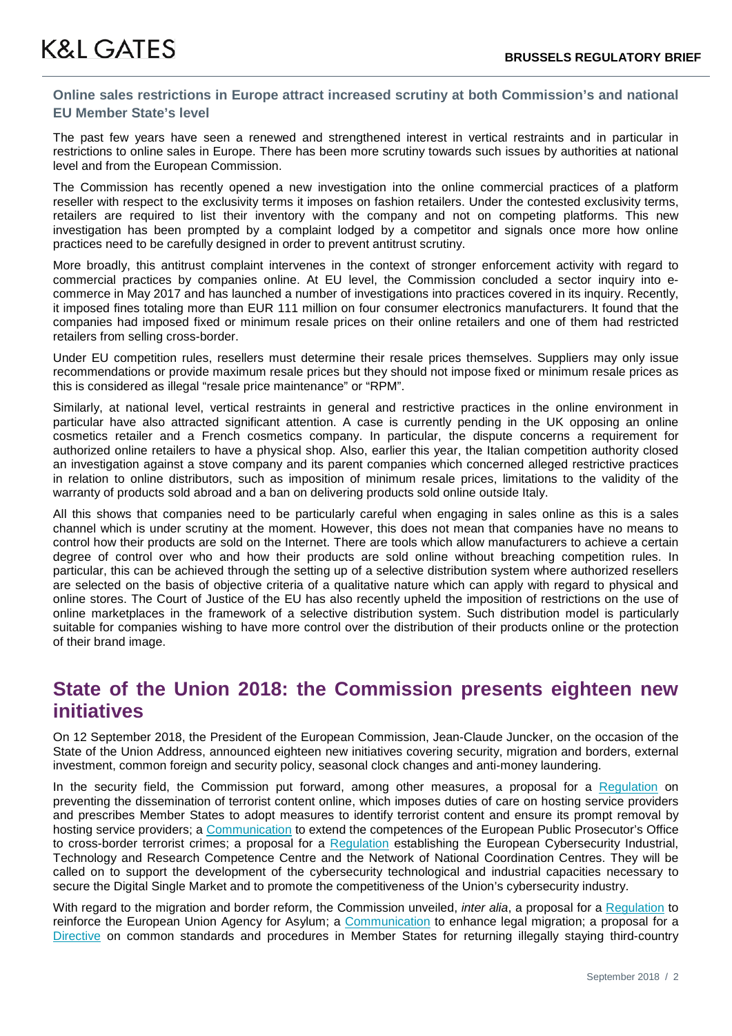### Online sales restrictions in Europe attract increased scrutiny at both Commission's and national EU Member State's level

The past few years have seen a renewed and strengthened interest in vertical restraints and in particular in restrictions to online sales in Europe. There has been more scrutiny towards such issues by authorities at national level and from the European Commission.

The Commission has recently opened a new investigation into the online commercial practices of a platform reseller with respect to the exclusivity terms it imposes on fashion retailers. Under the contested exclusivity terms, retailers are required to list their inventory with the company and not on competing platforms. This new investigation has been prompted by a complaint lodged by a competitor and signals once more how online practices need to be carefully designed in order to prevent antitrust scrutiny.

More broadly, this antitrust complaint intervenes in the context of stronger enforcement activity with regard to commercial practices by companies online. At EU level, the Commission concluded a sector inquiry into e-commerce in May 2017 and has launched a number of investigations into practices covered in its inquiry. Recently, it imposed fines totaling more than EUR 111 million on four consumer electronics manufacturers. It found that the companies had imposed fixed or minimum resale prices on their online retailers and one of them had restricted retailers from selling cross-border.

Under EU competition rules, resellers must determine their resale prices themselves. Suppliers may only issue recommendations or provide maximum resale prices but they should not impose fixed or minimum resale prices as this is considered as illegal "resale price maintenance" or "RPM".

Similarly, at national level, vertical restraints in general and restrictive practices in the online environment in particular have also attracted significant attention. A case is currently pending in the UK opposing an online cosmetics retailer and a French cosmetics company. In particular, the dispute concerns a requirement for authorized online retailers to have a physical shop. Also, earlier this year, the Italian competition authority closed an investigation against a stove company and its parent companies which concerned alleged restrictive practices in relation to online distributors, such as imposition of minimum resale prices, limitations to the validity of the warranty of products sold abroad and a ban on delivering products sold online outside Italy.

All this shows that companies need to be particularly careful when engaging in sales online as this is a sales channel which is under scrutiny at the moment. However, this does not mean that companies have no means to control how their products are sold on the Internet. There are tools which allow manufacturers to achieve a certain degree of control over who and how their products are sold online without breaching competition rules. In particular, this can be achieved through the setting up of a selective distribution system where authorized resellers are selected on the basis of objective criteria of a qualitative nature which can apply with regard to physical and online stores. The Court of Justice of the EU has also recently upheld the imposition of restrictions on the use of online marketplaces in the framework of a selective distribution system. Such distribution model is particularly suitable for companies wishing to have more control over the distribution of their products online or the protection of their brand image.

## State of the Union 2018: the Commission presents eighteen new initiatives

On 12 September 2018, the President of the European Commission, Jean-Claude Juncker, on the occasion of the State of the Union Address, announced eighteen new initiatives covering security, migration and borders, external investment, common foreign and security policy, seasonal clock changes and anti-money laundering.

In the security field, the Commission put forward, among other measures, a proposal for a Regulation on preventing the dissemination of terrorist content online, which imposes duties of care on hosting service providers and prescribes Member States to adopt measures to identify terrorist content and ensure its prompt removal by hosting service providers; a Communication to extend the competences of the European Public Prosecutor's Office to cross-border terrorist crimes; a proposal for a Regulation establishing the European Cybersecurity Industrial, Technology and Research Competence Centre and the Network of National Coordination Centres. They will be called on to support the development of the cybersecurity technological and industrial capacities necessary to secure the Digital Single Market and to promote the competitiveness of the Union's cybersecurity industry.

With regard to the migration and border reform, the Commission unveiled, *inter alia*, a proposal for a Regulation to reinforce the European Union Agency for Asylum; a Communication to enhance legal migration; a proposal for a Directive on common standards and procedures in Member States for returning illegally staying third-country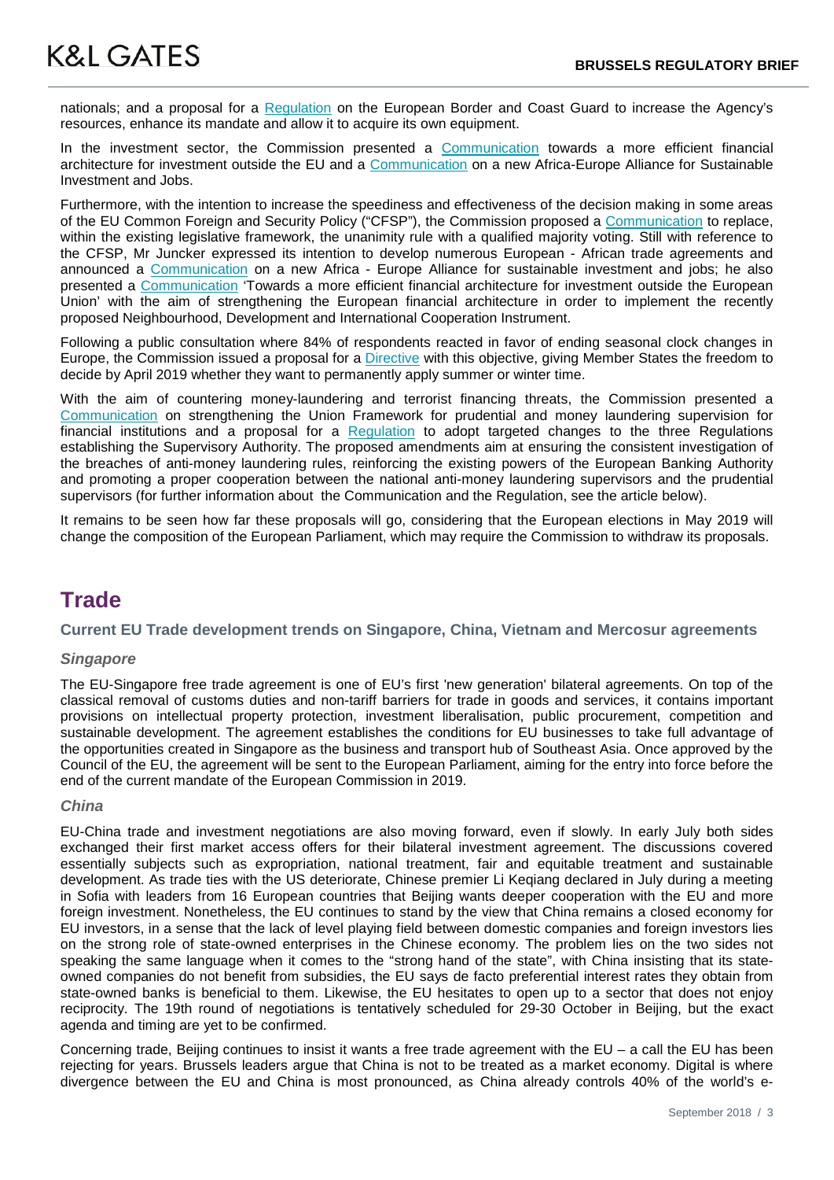nationals; and a proposal for a Regulation on the European Border and Coast Guard to increase the Agency's resources, enhance its mandate and allow it to acquire its own equipment.

In the investment sector, the Commission presented a Communication towards a more efficient financial architecture for investment outside the EU and a Communication on a new Africa-Europe Alliance for Sustainable Investment and Jobs.

Furthermore, with the intention to increase the speediness and effectiveness of the decision making in some areas of the EU Common Foreign and Security Policy ("CFSP"), the Commission proposed a Communication to replace, within the existing legislative framework, the unanimity rule with a qualified majority voting. Still with reference to the CFSP, Mr Juncker expressed its intention to develop numerous European - African trade agreements and announced a Communication on a new Africa - Europe Alliance for sustainable investment and jobs; he also presented a Communication 'Towards a more efficient financial architecture for investment outside the European Union' with the aim of strengthening the European financial architecture in order to implement the recently proposed Neighbourhood, Development and International Cooperation Instrument.

Following a public consultation where 84% of respondents reacted in favor of ending seasonal clock changes in Europe, the Commission issued a proposal for a Directive with this objective, giving Member States the freedom to decide by April 2019 whether they want to permanently apply summer or winter time.

With the aim of countering money-laundering and terrorist financing threats, the Commission presented a Communication on strengthening the Union Framework for prudential and money laundering supervision for financial institutions and a proposal for a Regulation to adopt targeted changes to the three Regulations establishing the Supervisory Authority. The proposed amendments aim at ensuring the consistent investigation of the breaches of anti-money laundering rules, reinforcing the existing powers of the European Banking Authority and promoting a proper cooperation between the national anti-money laundering supervisors and the prudential supervisors (for further information about the Communication and the Regulation, see the article below).

It remains to be seen how far these proposals will go, considering that the European elections in May 2019 will change the composition of the European Parliament, which may require the Commission to withdraw its proposals.

# Trade

## Current EU Trade development trends on Singapore, China, Vietnam and Mercosur agreements

### *Singapore*

The EU-Singapore free trade agreement is one of EU's first 'new generation' bilateral agreements. On top of the classical removal of customs duties and non-tariff barriers for trade in goods and services, it contains important provisions on intellectual property protection, investment liberalisation, public procurement, competition and sustainable development. The agreement establishes the conditions for EU businesses to take full advantage of the opportunities created in Singapore as the business and transport hub of Southeast Asia. Once approved by the Council of the EU, the agreement will be sent to the European Parliament, aiming for the entry into force before the end of the current mandate of the European Commission in 2019.

### *China*

EU-China trade and investment negotiations are also moving forward, even if slowly. In early July both sides exchanged their first market access offers for their bilateral investment agreement. The discussions covered essentially subjects such as expropriation, national treatment, fair and equitable treatment and sustainable development. As trade ties with the US deteriorate, Chinese premier Li Keqiang declared in July during a meeting in Sofia with leaders from 16 European countries that Beijing wants deeper cooperation with the EU and more foreign investment. Nonetheless, the EU continues to stand by the view that China remains a closed economy for EU investors, in a sense that the lack of level playing field between domestic companies and foreign investors lies on the strong role of state-owned enterprises in the Chinese economy. The problem lies on the two sides not speaking the same language when it comes to the "strong hand of the state", with China insisting that its state-owned companies do not benefit from subsidies, the EU says de facto preferential interest rates they obtain from state-owned banks is beneficial to them. Likewise, the EU hesitates to open up to a sector that does not enjoy reciprocity. The 19th round of negotiations is tentatively scheduled for 29-30 October in Beijing, but the exact agenda and timing are yet to be confirmed.

Concerning trade, Beijing continues to insist it wants a free trade agreement with the EU – a call the EU has been rejecting for years. Brussels leaders argue that China is not to be treated as a market economy. Digital is where divergence between the EU and China is most pronounced, as China already controls 40% of the world's e-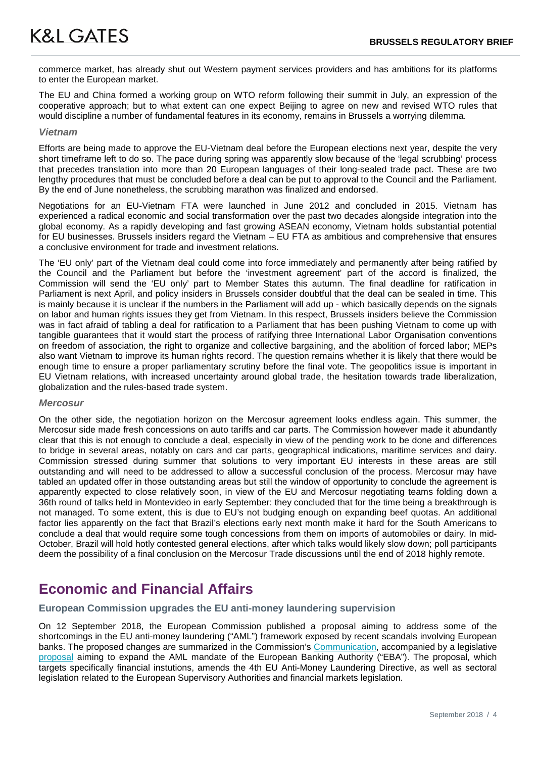commerce market, has already shut out Western payment services providers and has ambitions for its platforms to enter the European market.

The EU and China formed a working group on WTO reform following their summit in July, an expression of the cooperative approach; but to what extent can one expect Beijing to agree on new and revised WTO rules that would discipline a number of fundamental features in its economy, remains in Brussels a worrying dilemma.

### *Vietnam*

Efforts are being made to approve the EU-Vietnam deal before the European elections next year, despite the very short timeframe left to do so. The pace during spring was apparently slow because of the 'legal scrubbing' process that precedes translation into more than 20 European languages of their long-sealed trade pact. These are two lengthy procedures that must be concluded before a deal can be put to approval to the Council and the Parliament. By the end of June nonetheless, the scrubbing marathon was finalized and endorsed.

Negotiations for an EU-Vietnam FTA were launched in June 2012 and concluded in 2015. Vietnam has experienced a radical economic and social transformation over the past two decades alongside integration into the global economy. As a rapidly developing and fast growing ASEAN economy, Vietnam holds substantial potential for EU businesses. Brussels insiders regard the Vietnam – EU FTA as ambitious and comprehensive that ensures a conclusive environment for trade and investment relations.

The 'EU only' part of the Vietnam deal could come into force immediately and permanently after being ratified by the Council and the Parliament but before the 'investment agreement' part of the accord is finalized, the Commission will send the 'EU only' part to Member States this autumn. The final deadline for ratification in Parliament is next April, and policy insiders in Brussels consider doubtful that the deal can be sealed in time. This is mainly because it is unclear if the numbers in the Parliament will add up - which basically depends on the signals on labor and human rights issues they get from Vietnam. In this respect, Brussels insiders believe the Commission was in fact afraid of tabling a deal for ratification to a Parliament that has been pushing Vietnam to come up with tangible guarantees that it would start the process of ratifying three International Labor Organisation conventions on freedom of association, the right to organize and collective bargaining, and the abolition of forced labor; MEPs also want Vietnam to improve its human rights record. The question remains whether it is likely that there would be enough time to ensure a proper parliamentary scrutiny before the final vote. The geopolitics issue is important in EU Vietnam relations, with increased uncertainty around global trade, the hesitation towards trade liberalization, globalization and the rules-based trade system.

### *Mercosur*

On the other side, the negotiation horizon on the Mercosur agreement looks endless again. This summer, the Mercosur side made fresh concessions on auto tariffs and car parts. The Commission however made it abundantly clear that this is not enough to conclude a deal, especially in view of the pending work to be done and differences to bridge in several areas, notably on cars and car parts, geographical indications, maritime services and dairy. Commission stressed during summer that solutions to very important EU interests in these areas are still outstanding and will need to be addressed to allow a successful conclusion of the process. Mercosur may have tabled an updated offer in those outstanding areas but still the window of opportunity to conclude the agreement is apparently expected to close relatively soon, in view of the EU and Mercosur negotiating teams folding down a 36th round of talks held in Montevideo in early September: they concluded that for the time being a breakthrough is not managed. To some extent, this is due to EU's not budging enough on expanding beef quotas. An additional factor lies apparently on the fact that Brazil's elections early next month make it hard for the South Americans to conclude a deal that would require some tough concessions from them on imports of automobiles or dairy. In mid-October, Brazil will hold hotly contested general elections, after which talks would likely slow down; poll participants deem the possibility of a final conclusion on the Mercosur Trade discussions until the end of 2018 highly remote.

# Economic and Financial Affairs

## European Commission upgrades the EU anti-money laundering supervision

On 12 September 2018, the European Commission published a proposal aiming to address some of the shortcomings in the EU anti-money laundering ("AML") framework exposed by recent scandals involving European banks. The proposed changes are summarized in the Commission's Communication, accompanied by a legislative proposal aiming to expand the AML mandate of the European Banking Authority ("EBA"). The proposal, which targets specifically financial instutions, amends the 4th EU Anti-Money Laundering Directive, as well as sectoral legislation related to the European Supervisory Authorities and financial markets legislation.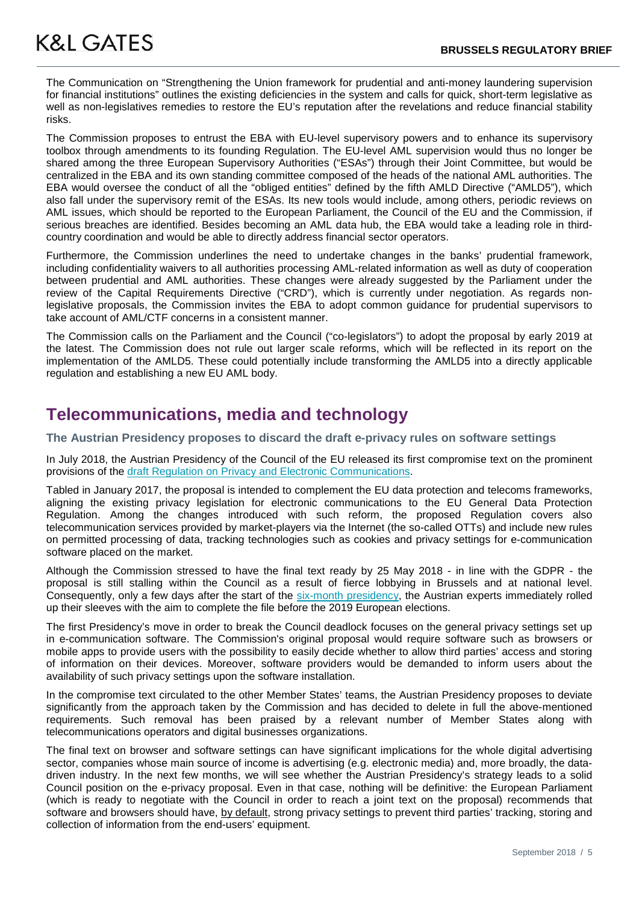The Communication on "Strengthening the Union framework for prudential and anti-money laundering supervision for financial institutions" outlines the existing deficiencies in the system and calls for quick, short-term legislative as well as non-legislatives remedies to restore the EU's reputation after the revelations and reduce financial stability risks.

The Commission proposes to entrust the EBA with EU-level supervisory powers and to enhance its supervisory toolbox through amendments to its founding Regulation. The EU-level AML supervision would thus no longer be shared among the three European Supervisory Authorities ("ESAs") through their Joint Committee, but would be centralized in the EBA and its own standing committee composed of the heads of the national AML authorities. The EBA would oversee the conduct of all the "obliged entities" defined by the fifth AMLD Directive ("AMLD5"), which also fall under the supervisory remit of the ESAs. Its new tools would include, among others, periodic reviews on AML issues, which should be reported to the European Parliament, the Council of the EU and the Commission, if serious breaches are identified. Besides becoming an AML data hub, the EBA would take a leading role in third-country coordination and would be able to directly address financial sector operators.

Furthermore, the Commission underlines the need to undertake changes in the banks' prudential framework, including confidentiality waivers to all authorities processing AML-related information as well as duty of cooperation between prudential and AML authorities. These changes were already suggested by the Parliament under the review of the Capital Requirements Directive ("CRD"), which is currently under negotiation. As regards non-legislative proposals, the Commission invites the EBA to adopt common guidance for prudential supervisors to take account of AML/CTF concerns in a consistent manner.

The Commission calls on the Parliament and the Council ("co-legislators") to adopt the proposal by early 2019 at the latest. The Commission does not rule out larger scale reforms, which will be reflected in its report on the implementation of the AMLD5. These could potentially include transforming the AMLD5 into a directly applicable regulation and establishing a new EU AML body.

## Telecommunications, media and technology

### The Austrian Presidency proposes to discard the draft e-privacy rules on software settings

In July 2018, the Austrian Presidency of the Council of the EU released its first compromise text on the prominent provisions of the [draft Regulation on Privacy and Electronic Communications](#).

Tabled in January 2017, the proposal is intended to complement the EU data protection and telecoms frameworks, aligning the existing privacy legislation for electronic communications to the EU General Data Protection Regulation. Among the changes introduced with such reform, the proposed Regulation covers also telecommunication services provided by market-players via the Internet (the so-called OTTs) and include new rules on permitted processing of data, tracking technologies such as cookies and privacy settings for e-communication software placed on the market.

Although the Commission stressed to have the final text ready by 25 May 2018 - in line with the GDPR - the proposal is still stalling within the Council as a result of fierce lobbying in Brussels and at national level. Consequently, only a few days after the start of the [six-month presidency](#), the Austrian experts immediately rolled up their sleeves with the aim to complete the file before the 2019 European elections.

The first Presidency's move in order to break the Council deadlock focuses on the general privacy settings set up in e-communication software. The Commission's original proposal would require software such as browsers or mobile apps to provide users with the possibility to easily decide whether to allow third parties' access and storing of information on their devices. Moreover, software providers would be demanded to inform users about the availability of such privacy settings upon the software installation.

In the compromise text circulated to the other Member States' teams, the Austrian Presidency proposes to deviate significantly from the approach taken by the Commission and has decided to delete in full the above-mentioned requirements. Such removal has been praised by a relevant number of Member States along with telecommunications operators and digital businesses organizations.

The final text on browser and software settings can have significant implications for the whole digital advertising sector, companies whose main source of income is advertising (e.g. electronic media) and, more broadly, the data-driven industry. In the next few months, we will see whether the Austrian Presidency's strategy leads to a solid Council position on the e-privacy proposal. Even in that case, nothing will be definitive: the European Parliament (which is ready to negotiate with the Council in order to reach a joint text on the proposal) recommends that software and browsers should have, <u>by default</u>, strong privacy settings to prevent third parties' tracking, storing and collection of information from the end-users' equipment.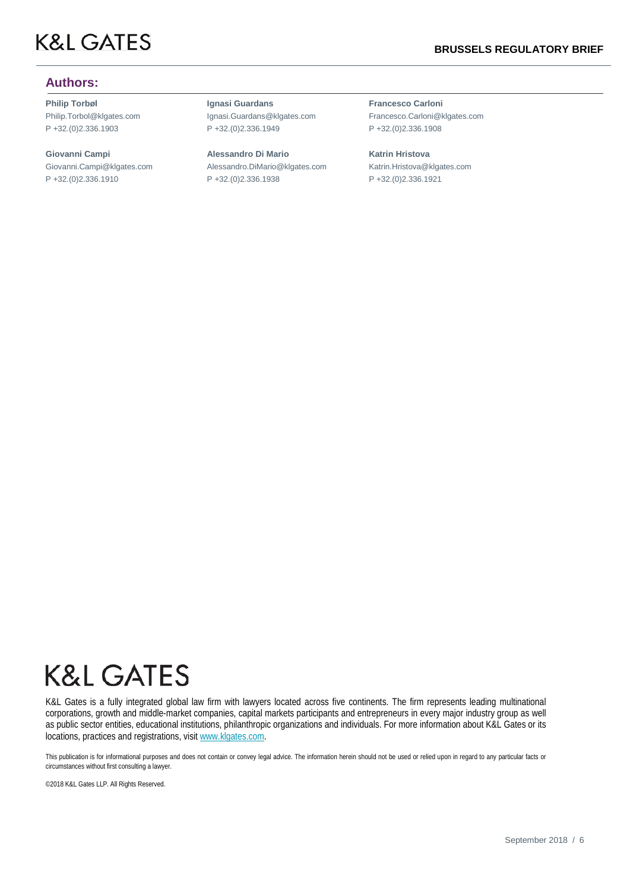## Authors:

**Philip Torbøl**
Philip.Torbol@klgates.com
P +32.(0)2.336.1903

**Ignasi Guardans**
Ignasi.Guardans@klgates.com
P +32.(0)2.336.1949

**Francesco Carloni**
Francesco.Carloni@klgates.com
P +32.(0)2.336.1908

**Giovanni Campi**
Giovanni.Campi@klgates.com
P +32.(0)2.336.1910

**Alessandro Di Mario**
Alessandro.DiMario@klgates.com
P +32.(0)2.336.1938

**Katrin Hristova**
Katrin.Hristova@klgates.com
P +32.(0)2.336.1921

K&L GATES

K&L Gates is a fully integrated global law firm with lawyers located across five continents. The firm represents leading multinational corporations, growth and middle-market companies, capital markets participants and entrepreneurs in every major industry group as well as public sector entities, educational institutions, philanthropic organizations and individuals. For more information about K&L Gates or its locations, practices and registrations, visit www.klgates.com.

This publication is for informational purposes and does not contain or convey legal advice. The information herein should not be used or relied upon in regard to any particular facts or circumstances without first consulting a lawyer.

©2018 K&L Gates LLP. All Rights Reserved.